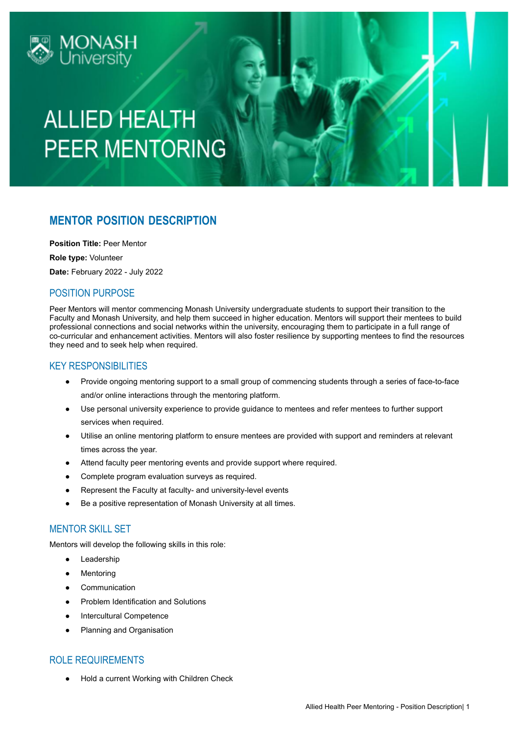# ALLIED HEALTH PEER MENTORING

## MENTOR POSITION DESCRIPTION

**Position Title:** Peer Mentor

**Role type:** Volunteer

**Date:** February 2022 - July 2022

### POSITION PURPOSE

Peer Mentors will mentor commencing Monash University undergraduate students to support their transition to the Faculty and Monash University, and help them succeed in higher education. Mentors will support their mentees to build professional connections and social networks within the university, encouraging them to participate in a full range of co-curricular and enhancement activities. Mentors will also foster resilience by supporting mentees to find the resources they need and to seek help when required.

### KEY RESPONSIBILITIES

- Provide ongoing mentoring support to a small group of commencing students through a series of face-to-face and/or online interactions through the mentoring platform.
- Use personal university experience to provide guidance to mentees and refer mentees to further support services when required.
- Utilise an online mentoring platform to ensure mentees are provided with support and reminders at relevant times across the year.
- Attend faculty peer mentoring events and provide support where required.
- Complete program evaluation surveys as required.
- Represent the Faculty at faculty- and university-level events
- Be a positive representation of Monash University at all times.

### MENTOR SKILL SET

Mentors will develop the following skills in this role:

- Leadership
- Mentoring
- Communication
- Problem Identification and Solutions
- Intercultural Competence
- Planning and Organisation

### ROLE REQUIREMENTS

- Hold a current Working with Children Check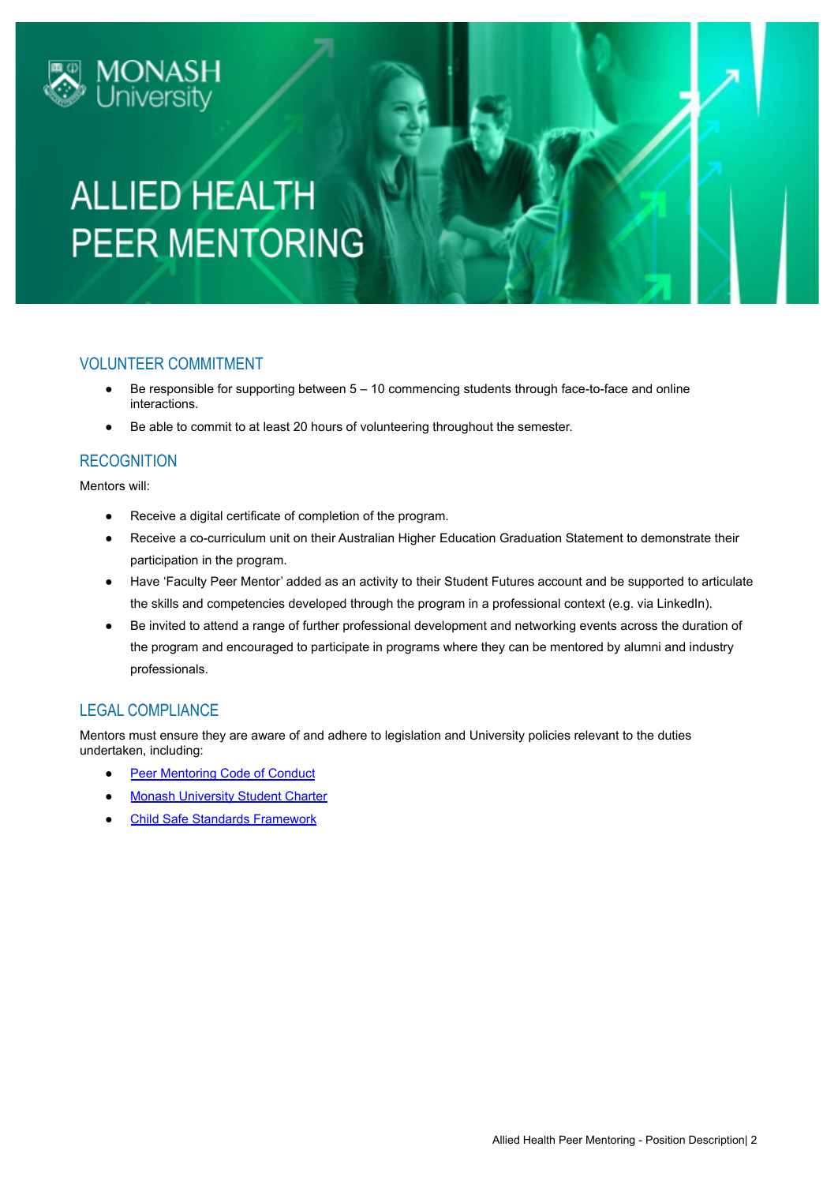# ALLIED HEALTH PEER MENTORING

## VOLUNTEER COMMITMENT

- Be responsible for supporting between 5 – 10 commencing students through face-to-face and online interactions.
- Be able to commit to at least 20 hours of volunteering throughout the semester.

## RECOGNITION

Mentors will:

- Receive a digital certificate of completion of the program.
- Receive a co-curriculum unit on their Australian Higher Education Graduation Statement to demonstrate their participation in the program.
- Have 'Faculty Peer Mentor' added as an activity to their Student Futures account and be supported to articulate the skills and competencies developed through the program in a professional context (e.g. via LinkedIn).
- Be invited to attend a range of further professional development and networking events across the duration of the program and encouraged to participate in programs where they can be mentored by alumni and industry professionals.

## LEGAL COMPLIANCE

Mentors must ensure they are aware of and adhere to legislation and University policies relevant to the duties undertaken, including:

- Peer Mentoring Code of Conduct
- Monash University Student Charter
- Child Safe Standards Framework